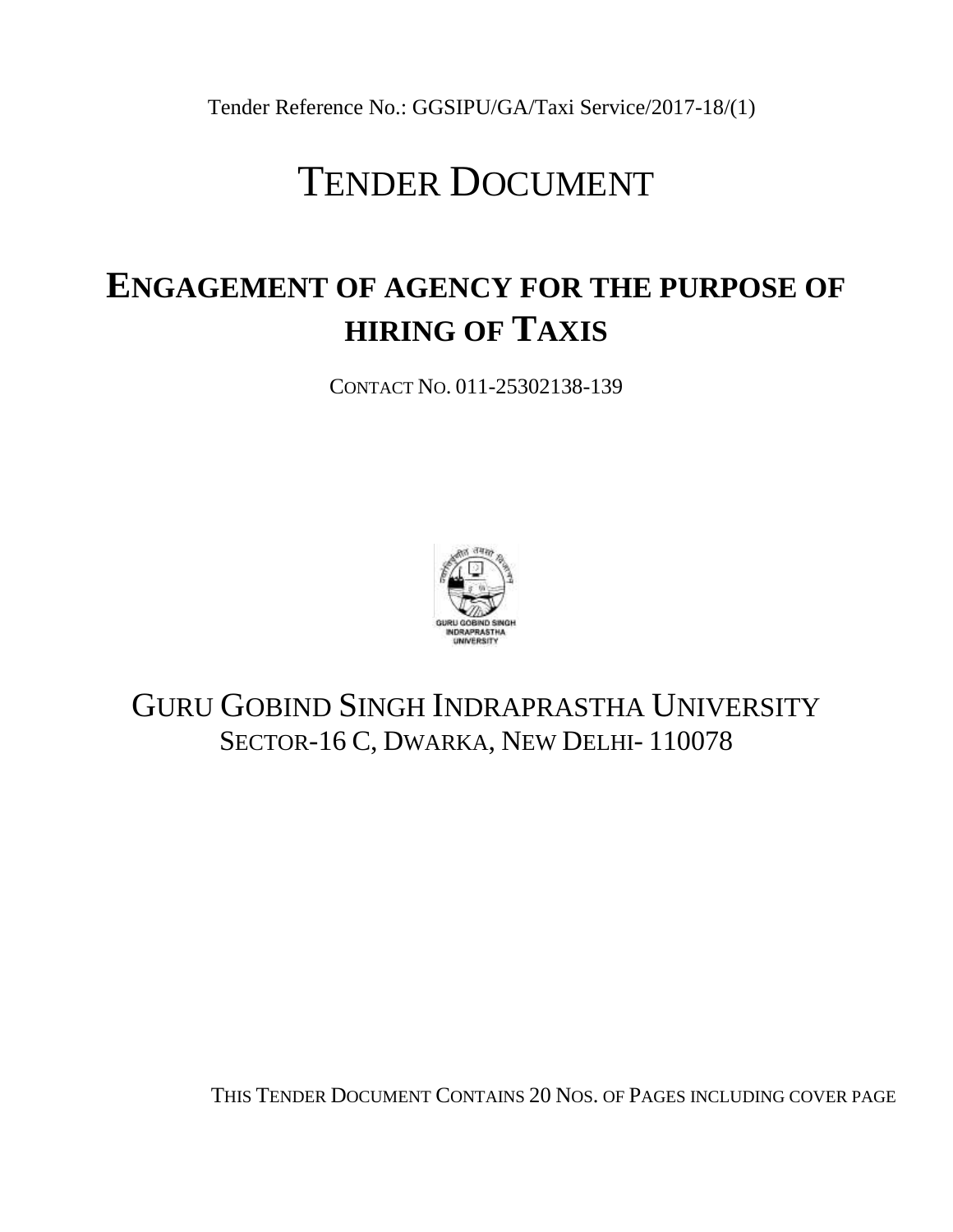Tender Reference No.: GGSIPU/GA/Taxi Service/2017-18/(1)

# TENDER DOCUMENT

## ENGAGEMENT OF AGENCY FOR THE PURPOSE OF HIRING OF TAXIS

CONTACT NO. 011-25302138-139

GURU GOBIND SINGH INDRAPRASTHA UNIVERSITY
SECTOR-16 C, DWARKA, NEW DELHI- 110078

THIS TENDER DOCUMENT CONTAINS 20 NOS. OF PAGES INCLUDING COVER PAGE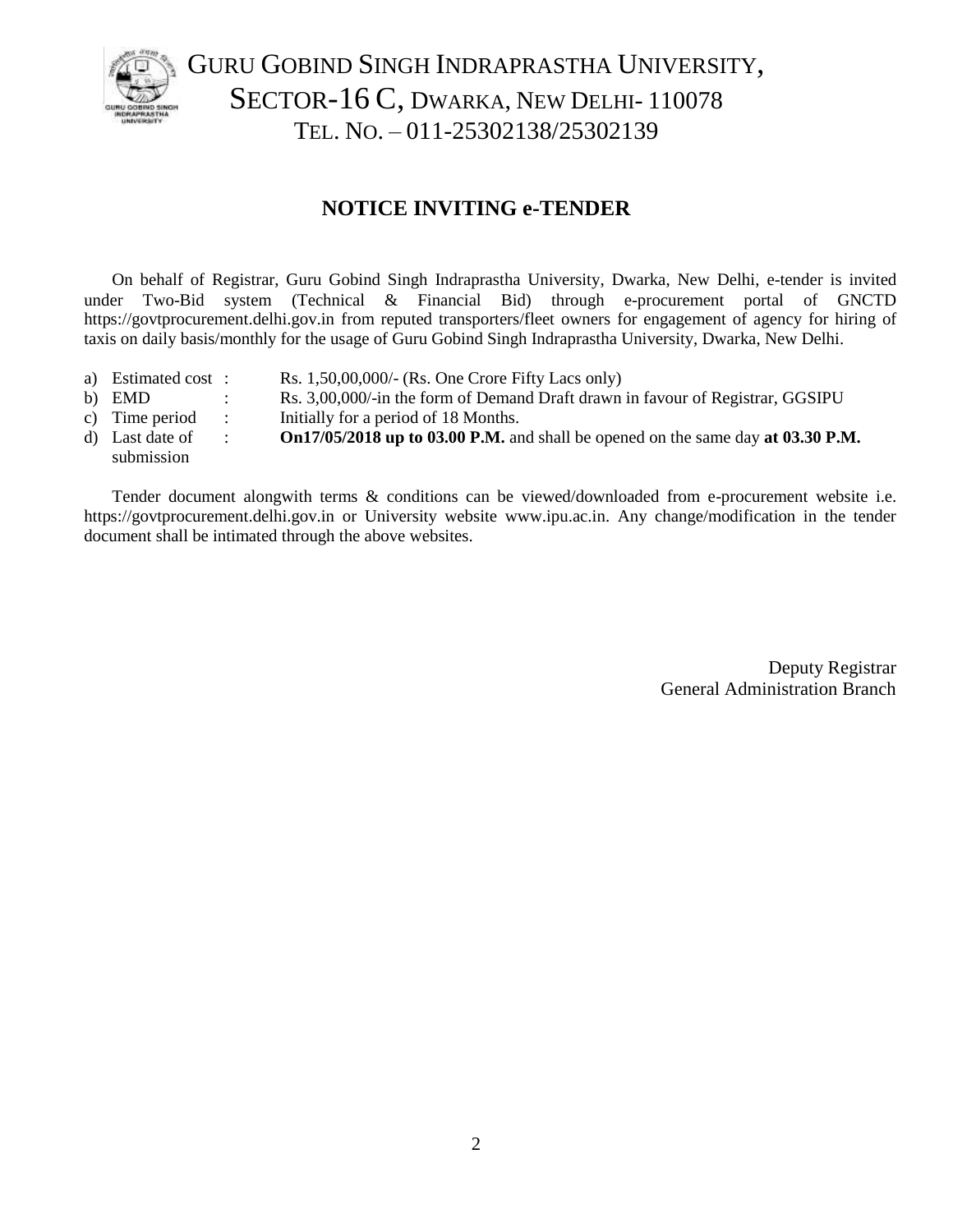# GURU GOBIND SINGH INDRAPRASTHA UNIVERSITY, SECTOR-16 C, DWARKA, NEW DELHI- 110078 TEL. NO. – 011-25302138/25302139

## NOTICE INVITING e-TENDER

On behalf of Registrar, Guru Gobind Singh Indraprastha University, Dwarka, New Delhi, e-tender is invited under Two-Bid system (Technical & Financial Bid) through e-procurement portal of GNCTD https://govtprocurement.delhi.gov.in from reputed transporters/fleet owners for engagement of agency for hiring of taxis on daily basis/monthly for the usage of Guru Gobind Singh Indraprastha University, Dwarka, New Delhi.

a) Estimated cost : Rs. 1,50,00,000/- (Rs. One Crore Fifty Lacs only)

b) EMD : Rs. 3,00,000/-in the form of Demand Draft drawn in favour of Registrar, GGSIPU

c) Time period : Initially for a period of 18 Months.

d) Last date of submission : **On17/05/2018 up to 03.00 P.M.** and shall be opened on the same day **at 03.30 P.M.**

Tender document alongwith terms & conditions can be viewed/downloaded from e-procurement website i.e. https://govtprocurement.delhi.gov.in or University website www.ipu.ac.in. Any change/modification in the tender document shall be intimated through the above websites.

Deputy Registrar
General Administration Branch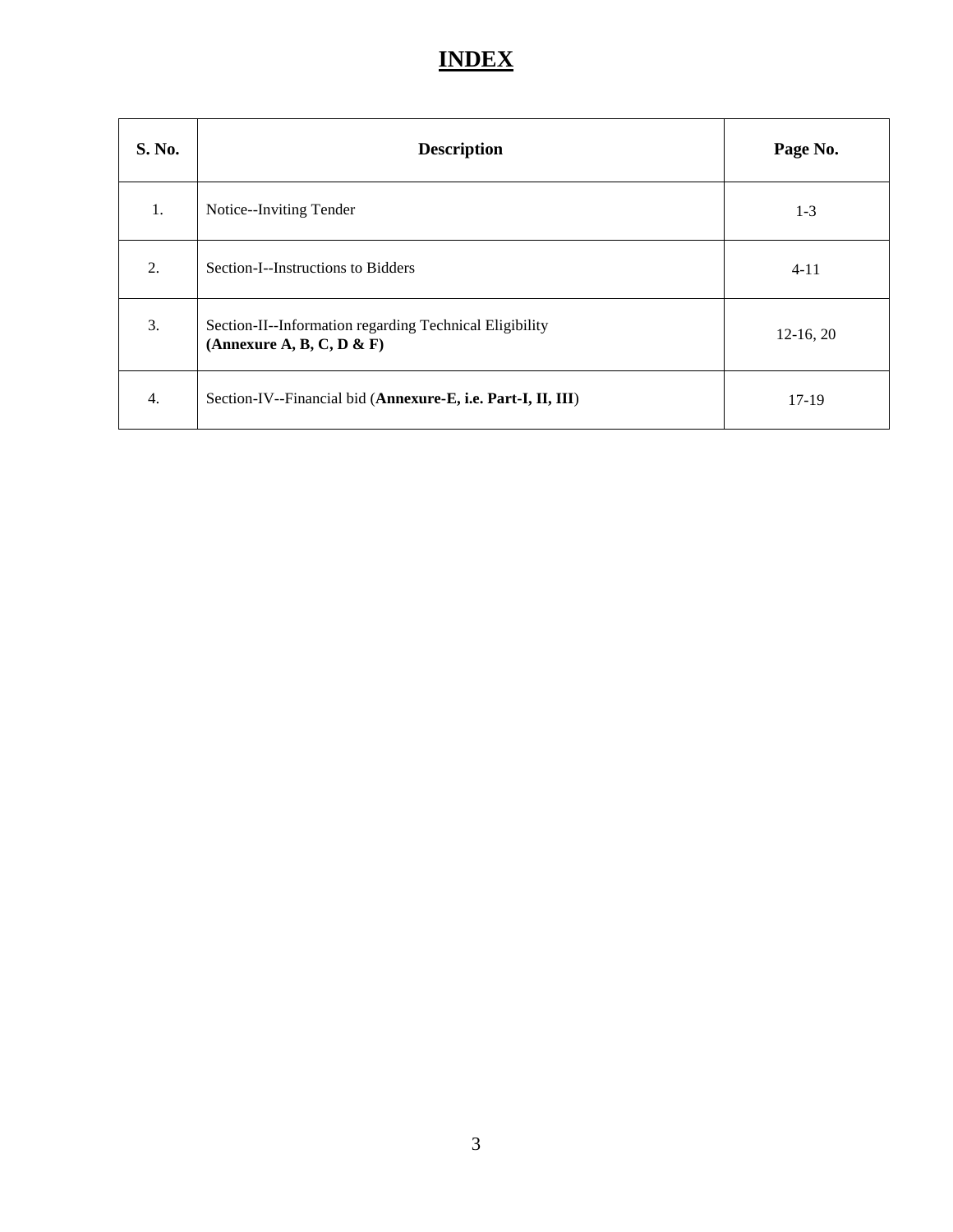# INDEX

| S. No. | Description | Page No. |
|---|---|---|
| 1. | Notice--Inviting Tender | 1-3 |
| 2. | Section-I--Instructions to Bidders | 4-11 |
| 3. | Section-II--Information regarding Technical Eligibility **(Annexure A, B, C, D & F)** | 12-16, 20 |
| 4. | Section-IV--Financial bid (**Annexure-E, i.e. Part-I, II, III**) | 17-19 |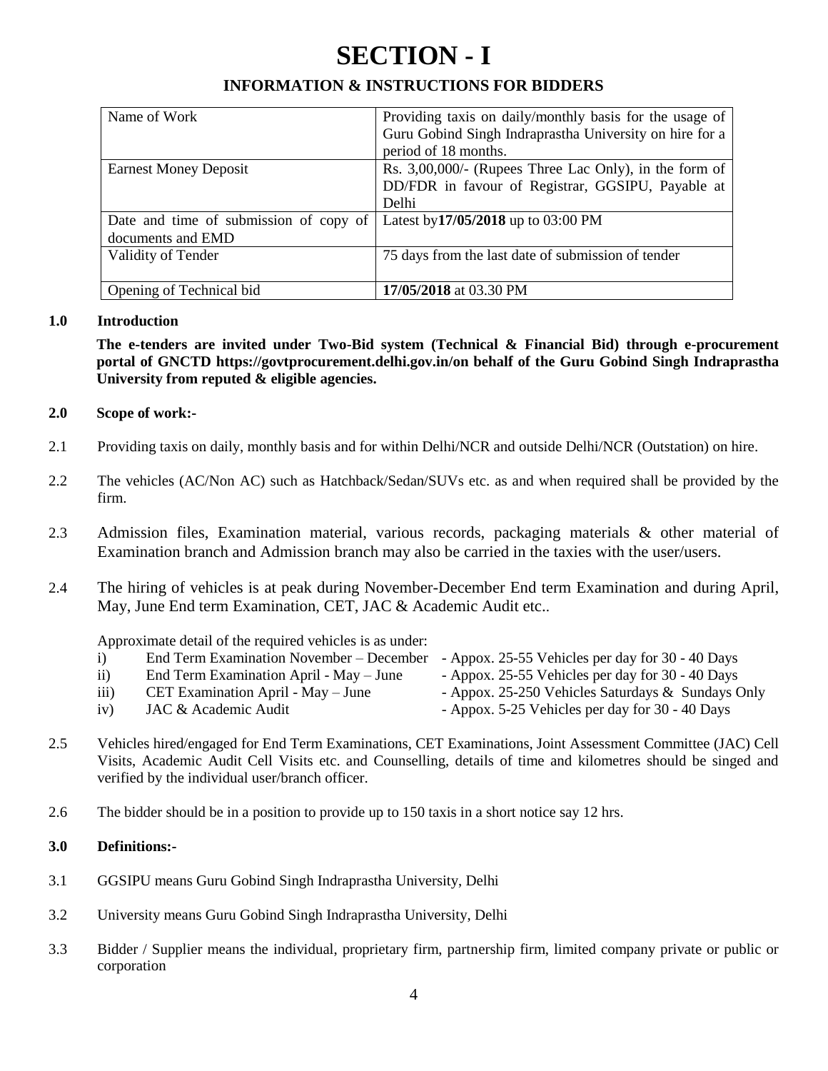# SECTION - I

## INFORMATION & INSTRUCTIONS FOR BIDDERS

| Name of Work | Providing taxis on daily/monthly basis for the usage of Guru Gobind Singh Indraprastha University on hire for a period of 18 months. |
|---|---|
| Earnest Money Deposit | Rs. 3,00,000/- (Rupees Three Lac Only), in the form of DD/FDR in favour of Registrar, GGSIPU, Payable at Delhi |
| Date and time of submission of copy of documents and EMD | Latest by **17/05/2018** up to 03:00 PM |
| Validity of Tender | 75 days from the last date of submission of tender |
| Opening of Technical bid | **17/05/2018** at 03.30 PM |

**1.0 Introduction**

**The e-tenders are invited under Two-Bid system (Technical & Financial Bid) through e-procurement portal of GNCTD https://govtprocurement.delhi.gov.in/on behalf of the Guru Gobind Singh Indraprastha University from reputed & eligible agencies.**

**2.0 Scope of work:-**

2.1 Providing taxis on daily, monthly basis and for within Delhi/NCR and outside Delhi/NCR (Outstation) on hire.

2.2 The vehicles (AC/Non AC) such as Hatchback/Sedan/SUVs etc. as and when required shall be provided by the firm.

2.3 Admission files, Examination material, various records, packaging materials & other material of Examination branch and Admission branch may also be carried in the taxies with the user/users.

2.4 The hiring of vehicles is at peak during November-December End term Examination and during April, May, June End term Examination, CET, JAC & Academic Audit etc..

Approximate detail of the required vehicles is as under:

i) End Term Examination November – December - Appox. 25-55 Vehicles per day for 30 - 40 Days
ii) End Term Examination April - May – June - Appox. 25-55 Vehicles per day for 30 - 40 Days
iii) CET Examination April - May – June - Appox. 25-250 Vehicles Saturdays & Sundays Only
iv) JAC & Academic Audit - Appox. 5-25 Vehicles per day for 30 - 40 Days

2.5 Vehicles hired/engaged for End Term Examinations, CET Examinations, Joint Assessment Committee (JAC) Cell Visits, Academic Audit Cell Visits etc. and Counselling, details of time and kilometres should be singed and verified by the individual user/branch officer.

2.6 The bidder should be in a position to provide up to 150 taxis in a short notice say 12 hrs.

**3.0 Definitions:-**

3.1 GGSIPU means Guru Gobind Singh Indraprastha University, Delhi

3.2 University means Guru Gobind Singh Indraprastha University, Delhi

3.3 Bidder / Supplier means the individual, proprietary firm, partnership firm, limited company private or public or corporation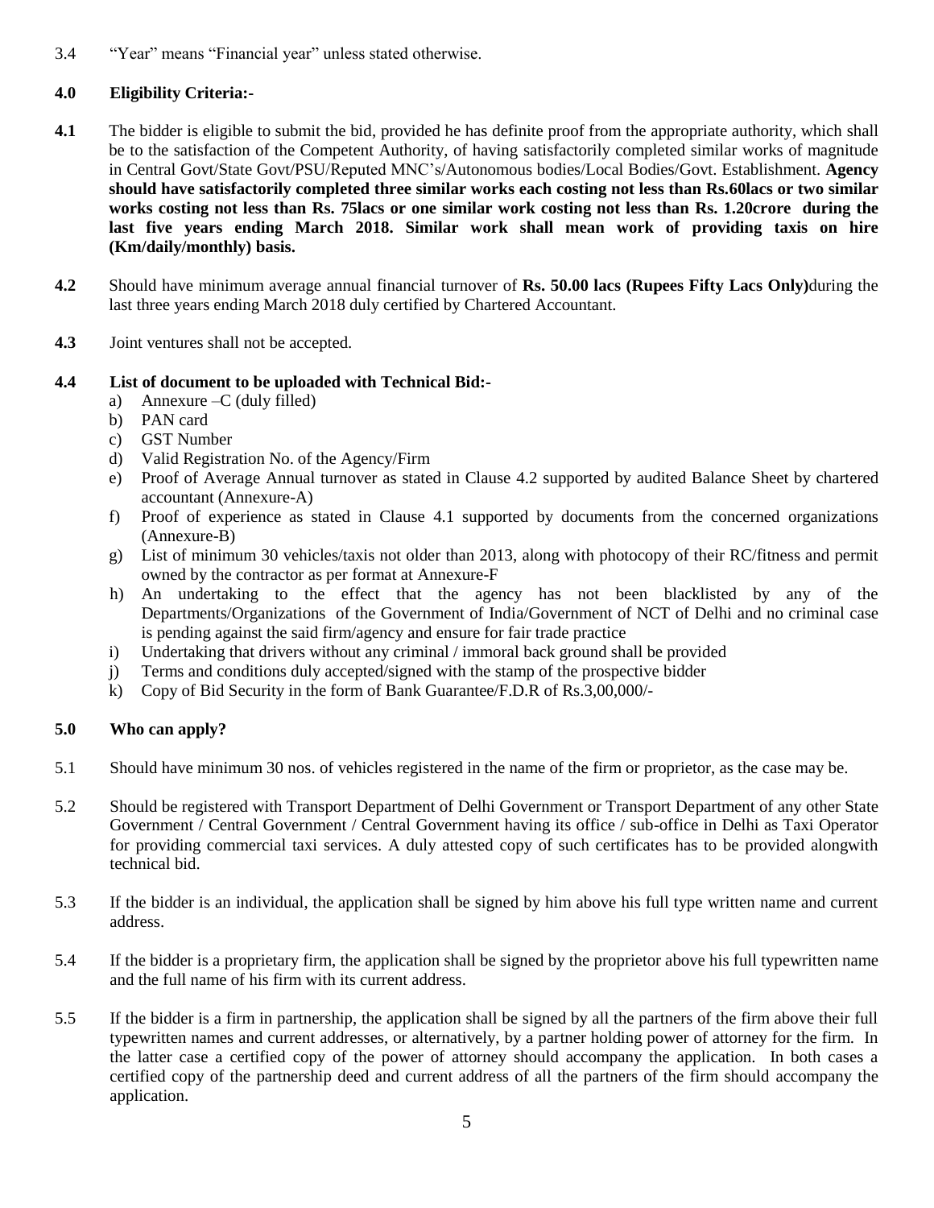3.4 "Year" means "Financial year" unless stated otherwise.

**4.0 Eligibility Criteria:-**

**4.1** The bidder is eligible to submit the bid, provided he has definite proof from the appropriate authority, which shall be to the satisfaction of the Competent Authority, of having satisfactorily completed similar works of magnitude in Central Govt/State Govt/PSU/Reputed MNC's/Autonomous bodies/Local Bodies/Govt. Establishment. **Agency should have satisfactorily completed three similar works each costing not less than Rs.60lacs or two similar works costing not less than Rs. 75lacs or one similar work costing not less than Rs. 1.20crore during the last five years ending March 2018. Similar work shall mean work of providing taxis on hire (Km/daily/monthly) basis.**

**4.2** Should have minimum average annual financial turnover of **Rs. 50.00 lacs (Rupees Fifty Lacs Only)**during the last three years ending March 2018 duly certified by Chartered Accountant.

**4.3** Joint ventures shall not be accepted.

**4.4 List of document to be uploaded with Technical Bid:-**

a) Annexure –C (duly filled)
b) PAN card
c) GST Number
d) Valid Registration No. of the Agency/Firm
e) Proof of Average Annual turnover as stated in Clause 4.2 supported by audited Balance Sheet by chartered accountant (Annexure-A)
f) Proof of experience as stated in Clause 4.1 supported by documents from the concerned organizations (Annexure-B)
g) List of minimum 30 vehicles/taxis not older than 2013, along with photocopy of their RC/fitness and permit owned by the contractor as per format at Annexure-F
h) An undertaking to the effect that the agency has not been blacklisted by any of the Departments/Organizations of the Government of India/Government of NCT of Delhi and no criminal case is pending against the said firm/agency and ensure for fair trade practice
i) Undertaking that drivers without any criminal / immoral back ground shall be provided
j) Terms and conditions duly accepted/signed with the stamp of the prospective bidder
k) Copy of Bid Security in the form of Bank Guarantee/F.D.R of Rs.3,00,000/-

**5.0 Who can apply?**

5.1 Should have minimum 30 nos. of vehicles registered in the name of the firm or proprietor, as the case may be.

5.2 Should be registered with Transport Department of Delhi Government or Transport Department of any other State Government / Central Government / Central Government having its office / sub-office in Delhi as Taxi Operator for providing commercial taxi services. A duly attested copy of such certificates has to be provided alongwith technical bid.

5.3 If the bidder is an individual, the application shall be signed by him above his full type written name and current address.

5.4 If the bidder is a proprietary firm, the application shall be signed by the proprietor above his full typewritten name and the full name of his firm with its current address.

5.5 If the bidder is a firm in partnership, the application shall be signed by all the partners of the firm above their full typewritten names and current addresses, or alternatively, by a partner holding power of attorney for the firm. In the latter case a certified copy of the power of attorney should accompany the application. In both cases a certified copy of the partnership deed and current address of all the partners of the firm should accompany the application.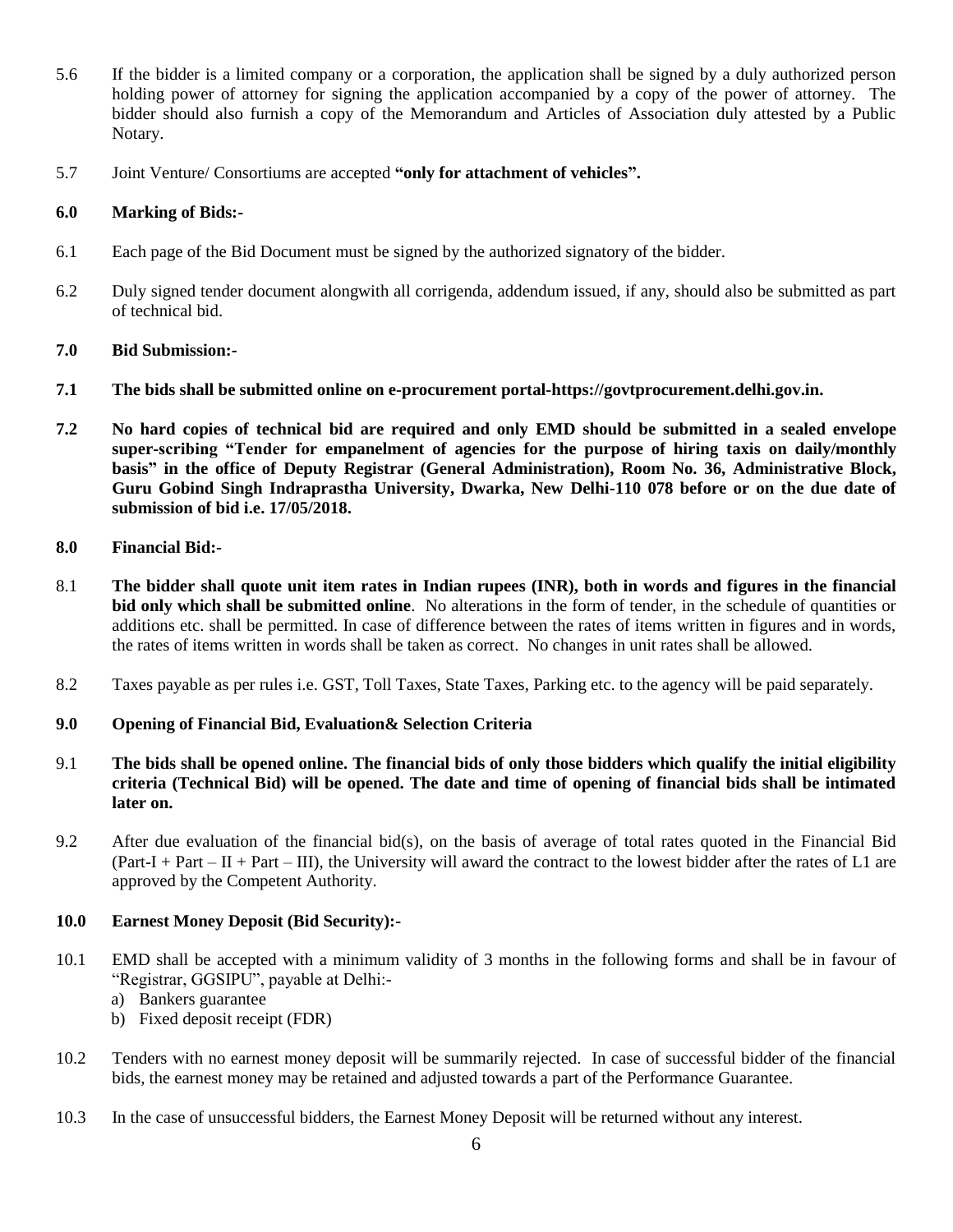5.6 If the bidder is a limited company or a corporation, the application shall be signed by a duly authorized person holding power of attorney for signing the application accompanied by a copy of the power of attorney. The bidder should also furnish a copy of the Memorandum and Articles of Association duly attested by a Public Notary.

5.7 Joint Venture/ Consortiums are accepted **"only for attachment of vehicles".**

**6.0 Marking of Bids:-**

6.1 Each page of the Bid Document must be signed by the authorized signatory of the bidder.

6.2 Duly signed tender document alongwith all corrigenda, addendum issued, if any, should also be submitted as part of technical bid.

**7.0 Bid Submission:-**

**7.1 The bids shall be submitted online on e-procurement portal-https://govtprocurement.delhi.gov.in.**

**7.2 No hard copies of technical bid are required and only EMD should be submitted in a sealed envelope super-scribing "Tender for empanelment of agencies for the purpose of hiring taxis on daily/monthly basis" in the office of Deputy Registrar (General Administration), Room No. 36, Administrative Block, Guru Gobind Singh Indraprastha University, Dwarka, New Delhi-110 078 before or on the due date of submission of bid i.e. 17/05/2018.**

**8.0 Financial Bid:-**

8.1 **The bidder shall quote unit item rates in Indian rupees (INR), both in words and figures in the financial bid only which shall be submitted online**. No alterations in the form of tender, in the schedule of quantities or additions etc. shall be permitted. In case of difference between the rates of items written in figures and in words, the rates of items written in words shall be taken as correct. No changes in unit rates shall be allowed.

8.2 Taxes payable as per rules i.e. GST, Toll Taxes, State Taxes, Parking etc. to the agency will be paid separately.

**9.0 Opening of Financial Bid, Evaluation& Selection Criteria**

9.1 **The bids shall be opened online. The financial bids of only those bidders which qualify the initial eligibility criteria (Technical Bid) will be opened. The date and time of opening of financial bids shall be intimated later on.**

9.2 After due evaluation of the financial bid(s), on the basis of average of total rates quoted in the Financial Bid (Part-I + Part – II + Part – III), the University will award the contract to the lowest bidder after the rates of L1 are approved by the Competent Authority.

**10.0 Earnest Money Deposit (Bid Security):-**

10.1 EMD shall be accepted with a minimum validity of 3 months in the following forms and shall be in favour of "Registrar, GGSIPU", payable at Delhi:-

a) Bankers guarantee
b) Fixed deposit receipt (FDR)

10.2 Tenders with no earnest money deposit will be summarily rejected. In case of successful bidder of the financial bids, the earnest money may be retained and adjusted towards a part of the Performance Guarantee.

10.3 In the case of unsuccessful bidders, the Earnest Money Deposit will be returned without any interest.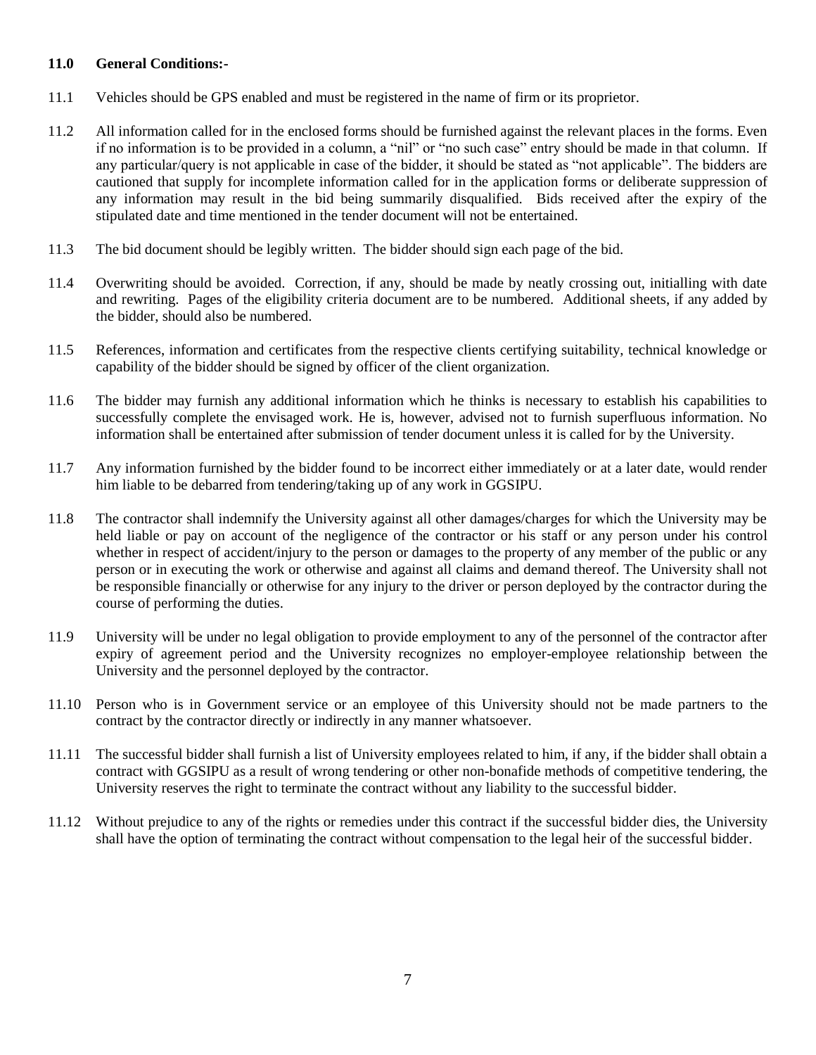**11.0 General Conditions:-**

11.1 Vehicles should be GPS enabled and must be registered in the name of firm or its proprietor.

11.2 All information called for in the enclosed forms should be furnished against the relevant places in the forms. Even if no information is to be provided in a column, a "nil" or "no such case" entry should be made in that column. If any particular/query is not applicable in case of the bidder, it should be stated as "not applicable". The bidders are cautioned that supply for incomplete information called for in the application forms or deliberate suppression of any information may result in the bid being summarily disqualified. Bids received after the expiry of the stipulated date and time mentioned in the tender document will not be entertained.

11.3 The bid document should be legibly written. The bidder should sign each page of the bid.

11.4 Overwriting should be avoided. Correction, if any, should be made by neatly crossing out, initialling with date and rewriting. Pages of the eligibility criteria document are to be numbered. Additional sheets, if any added by the bidder, should also be numbered.

11.5 References, information and certificates from the respective clients certifying suitability, technical knowledge or capability of the bidder should be signed by officer of the client organization.

11.6 The bidder may furnish any additional information which he thinks is necessary to establish his capabilities to successfully complete the envisaged work. He is, however, advised not to furnish superfluous information. No information shall be entertained after submission of tender document unless it is called for by the University.

11.7 Any information furnished by the bidder found to be incorrect either immediately or at a later date, would render him liable to be debarred from tendering/taking up of any work in GGSIPU.

11.8 The contractor shall indemnify the University against all other damages/charges for which the University may be held liable or pay on account of the negligence of the contractor or his staff or any person under his control whether in respect of accident/injury to the person or damages to the property of any member of the public or any person or in executing the work or otherwise and against all claims and demand thereof. The University shall not be responsible financially or otherwise for any injury to the driver or person deployed by the contractor during the course of performing the duties.

11.9 University will be under no legal obligation to provide employment to any of the personnel of the contractor after expiry of agreement period and the University recognizes no employer-employee relationship between the University and the personnel deployed by the contractor.

11.10 Person who is in Government service or an employee of this University should not be made partners to the contract by the contractor directly or indirectly in any manner whatsoever.

11.11 The successful bidder shall furnish a list of University employees related to him, if any, if the bidder shall obtain a contract with GGSIPU as a result of wrong tendering or other non-bonafide methods of competitive tendering, the University reserves the right to terminate the contract without any liability to the successful bidder.

11.12 Without prejudice to any of the rights or remedies under this contract if the successful bidder dies, the University shall have the option of terminating the contract without compensation to the legal heir of the successful bidder.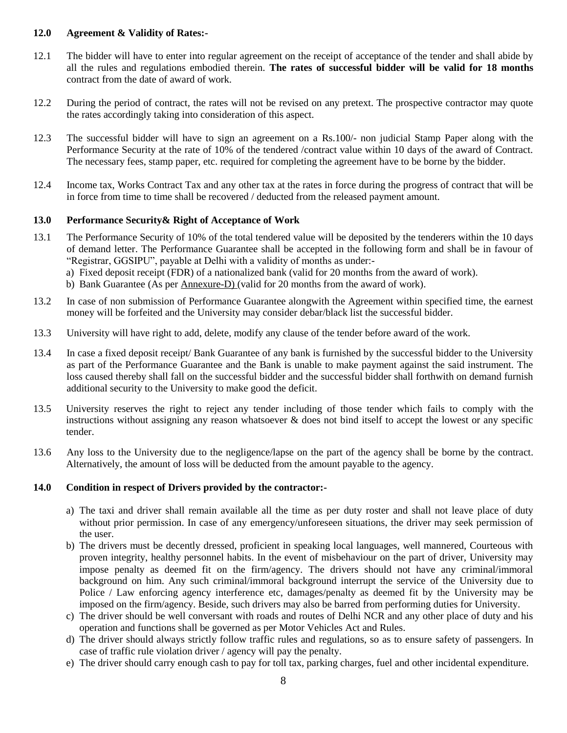**12.0 Agreement & Validity of Rates:-**

12.1 The bidder will have to enter into regular agreement on the receipt of acceptance of the tender and shall abide by all the rules and regulations embodied therein. **The rates of successful bidder will be valid for 18 months** contract from the date of award of work.

12.2 During the period of contract, the rates will not be revised on any pretext. The prospective contractor may quote the rates accordingly taking into consideration of this aspect.

12.3 The successful bidder will have to sign an agreement on a Rs.100/- non judicial Stamp Paper along with the Performance Security at the rate of 10% of the tendered /contract value within 10 days of the award of Contract. The necessary fees, stamp paper, etc. required for completing the agreement have to be borne by the bidder.

12.4 Income tax, Works Contract Tax and any other tax at the rates in force during the progress of contract that will be in force from time to time shall be recovered / deducted from the released payment amount.

**13.0 Performance Security& Right of Acceptance of Work**

13.1 The Performance Security of 10% of the total tendered value will be deposited by the tenderers within the 10 days of demand letter. The Performance Guarantee shall be accepted in the following form and shall be in favour of "Registrar, GGSIPU", payable at Delhi with a validity of months as under:-

a) Fixed deposit receipt (FDR) of a nationalized bank (valid for 20 months from the award of work).
b) Bank Guarantee (As per Annexure-D) (valid for 20 months from the award of work).

13.2 In case of non submission of Performance Guarantee alongwith the Agreement within specified time, the earnest money will be forfeited and the University may consider debar/black list the successful bidder.

13.3 University will have right to add, delete, modify any clause of the tender before award of the work.

13.4 In case a fixed deposit receipt/ Bank Guarantee of any bank is furnished by the successful bidder to the University as part of the Performance Guarantee and the Bank is unable to make payment against the said instrument. The loss caused thereby shall fall on the successful bidder and the successful bidder shall forthwith on demand furnish additional security to the University to make good the deficit.

13.5 University reserves the right to reject any tender including of those tender which fails to comply with the instructions without assigning any reason whatsoever & does not bind itself to accept the lowest or any specific tender.

13.6 Any loss to the University due to the negligence/lapse on the part of the agency shall be borne by the contract. Alternatively, the amount of loss will be deducted from the amount payable to the agency.

**14.0 Condition in respect of Drivers provided by the contractor:-**

a) The taxi and driver shall remain available all the time as per duty roster and shall not leave place of duty without prior permission. In case of any emergency/unforeseen situations, the driver may seek permission of the user.
b) The drivers must be decently dressed, proficient in speaking local languages, well mannered, Courteous with proven integrity, healthy personnel habits. In the event of misbehaviour on the part of driver, University may impose penalty as deemed fit on the firm/agency. The drivers should not have any criminal/immoral background on him. Any such criminal/immoral background interrupt the service of the University due to Police / Law enforcing agency interference etc, damages/penalty as deemed fit by the University may be imposed on the firm/agency. Beside, such drivers may also be barred from performing duties for University.
c) The driver should be well conversant with roads and routes of Delhi NCR and any other place of duty and his operation and functions shall be governed as per Motor Vehicles Act and Rules.
d) The driver should always strictly follow traffic rules and regulations, so as to ensure safety of passengers. In case of traffic rule violation driver / agency will pay the penalty.
e) The driver should carry enough cash to pay for toll tax, parking charges, fuel and other incidental expenditure.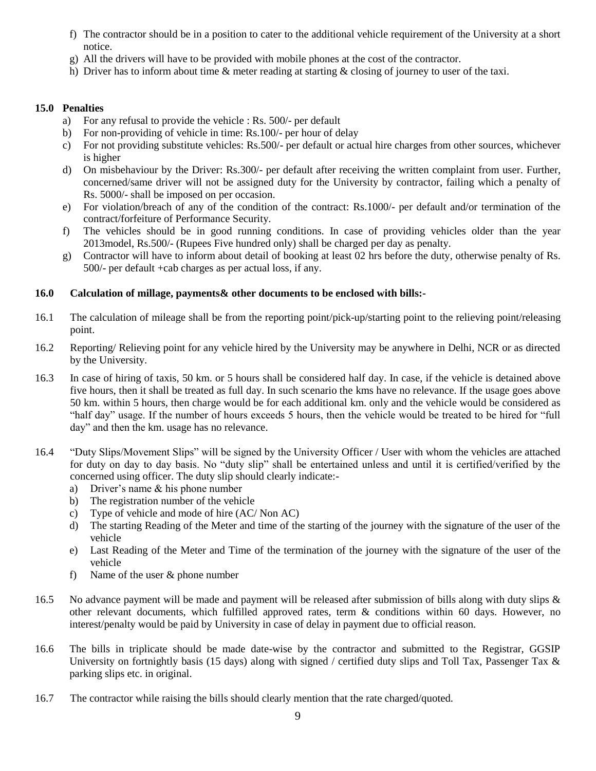f) The contractor should be in a position to cater to the additional vehicle requirement of the University at a short notice.
g) All the drivers will have to be provided with mobile phones at the cost of the contractor.
h) Driver has to inform about time & meter reading at starting & closing of journey to user of the taxi.

**15.0 Penalties**

a) For any refusal to provide the vehicle : Rs. 500/- per default
b) For non-providing of vehicle in time: Rs.100/- per hour of delay
c) For not providing substitute vehicles: Rs.500/- per default or actual hire charges from other sources, whichever is higher
d) On misbehaviour by the Driver: Rs.300/- per default after receiving the written complaint from user. Further, concerned/same driver will not be assigned duty for the University by contractor, failing which a penalty of Rs. 5000/- shall be imposed on per occasion.
e) For violation/breach of any of the condition of the contract: Rs.1000/- per default and/or termination of the contract/forfeiture of Performance Security.
f) The vehicles should be in good running conditions. In case of providing vehicles older than the year 2013model, Rs.500/- (Rupees Five hundred only) shall be charged per day as penalty.
g) Contractor will have to inform about detail of booking at least 02 hrs before the duty, otherwise penalty of Rs. 500/- per default +cab charges as per actual loss, if any.

**16.0 Calculation of millage, payments& other documents to be enclosed with bills:-**

16.1 The calculation of mileage shall be from the reporting point/pick-up/starting point to the relieving point/releasing point.

16.2 Reporting/ Relieving point for any vehicle hired by the University may be anywhere in Delhi, NCR or as directed by the University.

16.3 In case of hiring of taxis, 50 km. or 5 hours shall be considered half day. In case, if the vehicle is detained above five hours, then it shall be treated as full day. In such scenario the kms have no relevance. If the usage goes above 50 km. within 5 hours, then charge would be for each additional km. only and the vehicle would be considered as "half day" usage. If the number of hours exceeds 5 hours, then the vehicle would be treated to be hired for "full day" and then the km. usage has no relevance.

16.4 "Duty Slips/Movement Slips" will be signed by the University Officer / User with whom the vehicles are attached for duty on day to day basis. No "duty slip" shall be entertained unless and until it is certified/verified by the concerned using officer. The duty slip should clearly indicate:-

a) Driver's name & his phone number
b) The registration number of the vehicle
c) Type of vehicle and mode of hire (AC/ Non AC)
d) The starting Reading of the Meter and time of the starting of the journey with the signature of the user of the vehicle
e) Last Reading of the Meter and Time of the termination of the journey with the signature of the user of the vehicle
f) Name of the user & phone number

16.5 No advance payment will be made and payment will be released after submission of bills along with duty slips & other relevant documents, which fulfilled approved rates, term & conditions within 60 days. However, no interest/penalty would be paid by University in case of delay in payment due to official reason.

16.6 The bills in triplicate should be made date-wise by the contractor and submitted to the Registrar, GGSIP University on fortnightly basis (15 days) along with signed / certified duty slips and Toll Tax, Passenger Tax & parking slips etc. in original.

16.7 The contractor while raising the bills should clearly mention that the rate charged/quoted.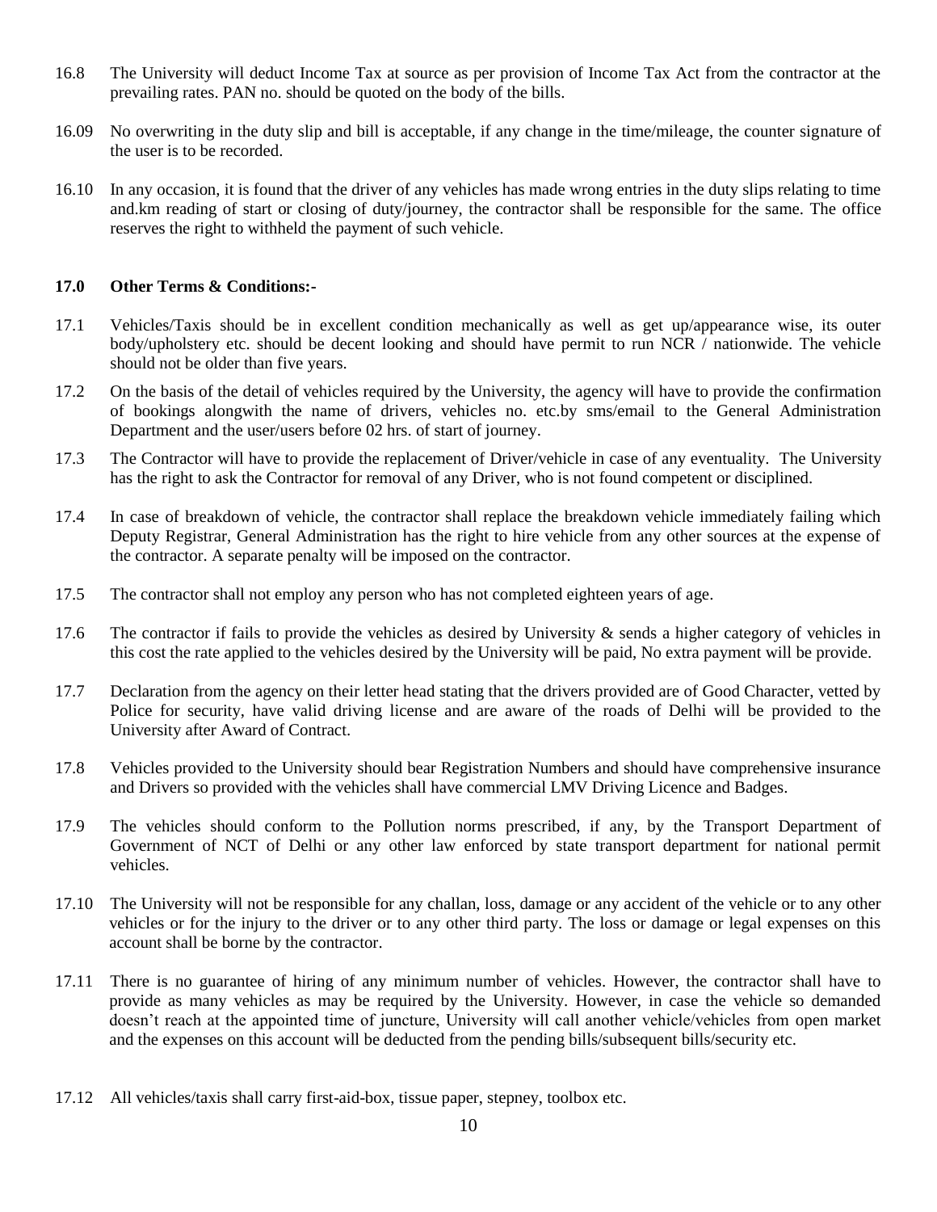16.8 The University will deduct Income Tax at source as per provision of Income Tax Act from the contractor at the prevailing rates. PAN no. should be quoted on the body of the bills.

16.09 No overwriting in the duty slip and bill is acceptable, if any change in the time/mileage, the counter signature of the user is to be recorded.

16.10 In any occasion, it is found that the driver of any vehicles has made wrong entries in the duty slips relating to time and.km reading of start or closing of duty/journey, the contractor shall be responsible for the same. The office reserves the right to withheld the payment of such vehicle.

**17.0 Other Terms & Conditions:-**

17.1 Vehicles/Taxis should be in excellent condition mechanically as well as get up/appearance wise, its outer body/upholstery etc. should be decent looking and should have permit to run NCR / nationwide. The vehicle should not be older than five years.

17.2 On the basis of the detail of vehicles required by the University, the agency will have to provide the confirmation of bookings alongwith the name of drivers, vehicles no. etc.by sms/email to the General Administration Department and the user/users before 02 hrs. of start of journey.

17.3 The Contractor will have to provide the replacement of Driver/vehicle in case of any eventuality. The University has the right to ask the Contractor for removal of any Driver, who is not found competent or disciplined.

17.4 In case of breakdown of vehicle, the contractor shall replace the breakdown vehicle immediately failing which Deputy Registrar, General Administration has the right to hire vehicle from any other sources at the expense of the contractor. A separate penalty will be imposed on the contractor.

17.5 The contractor shall not employ any person who has not completed eighteen years of age.

17.6 The contractor if fails to provide the vehicles as desired by University & sends a higher category of vehicles in this cost the rate applied to the vehicles desired by the University will be paid, No extra payment will be provide.

17.7 Declaration from the agency on their letter head stating that the drivers provided are of Good Character, vetted by Police for security, have valid driving license and are aware of the roads of Delhi will be provided to the University after Award of Contract.

17.8 Vehicles provided to the University should bear Registration Numbers and should have comprehensive insurance and Drivers so provided with the vehicles shall have commercial LMV Driving Licence and Badges.

17.9 The vehicles should conform to the Pollution norms prescribed, if any, by the Transport Department of Government of NCT of Delhi or any other law enforced by state transport department for national permit vehicles.

17.10 The University will not be responsible for any challan, loss, damage or any accident of the vehicle or to any other vehicles or for the injury to the driver or to any other third party. The loss or damage or legal expenses on this account shall be borne by the contractor.

17.11 There is no guarantee of hiring of any minimum number of vehicles. However, the contractor shall have to provide as many vehicles as may be required by the University. However, in case the vehicle so demanded doesn't reach at the appointed time of juncture, University will call another vehicle/vehicles from open market and the expenses on this account will be deducted from the pending bills/subsequent bills/security etc.

17.12 All vehicles/taxis shall carry first-aid-box, tissue paper, stepney, toolbox etc.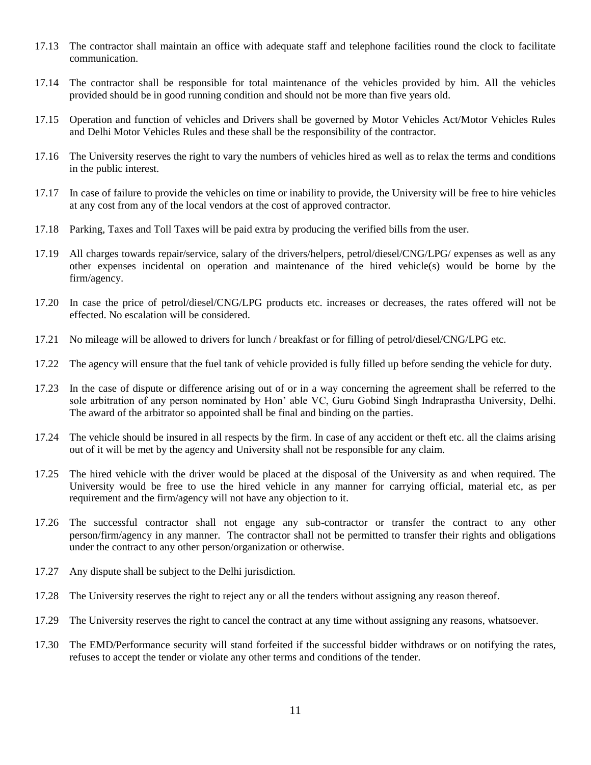17.13 The contractor shall maintain an office with adequate staff and telephone facilities round the clock to facilitate communication.

17.14 The contractor shall be responsible for total maintenance of the vehicles provided by him. All the vehicles provided should be in good running condition and should not be more than five years old.

17.15 Operation and function of vehicles and Drivers shall be governed by Motor Vehicles Act/Motor Vehicles Rules and Delhi Motor Vehicles Rules and these shall be the responsibility of the contractor.

17.16 The University reserves the right to vary the numbers of vehicles hired as well as to relax the terms and conditions in the public interest.

17.17 In case of failure to provide the vehicles on time or inability to provide, the University will be free to hire vehicles at any cost from any of the local vendors at the cost of approved contractor.

17.18 Parking, Taxes and Toll Taxes will be paid extra by producing the verified bills from the user.

17.19 All charges towards repair/service, salary of the drivers/helpers, petrol/diesel/CNG/LPG/ expenses as well as any other expenses incidental on operation and maintenance of the hired vehicle(s) would be borne by the firm/agency.

17.20 In case the price of petrol/diesel/CNG/LPG products etc. increases or decreases, the rates offered will not be effected. No escalation will be considered.

17.21 No mileage will be allowed to drivers for lunch / breakfast or for filling of petrol/diesel/CNG/LPG etc.

17.22 The agency will ensure that the fuel tank of vehicle provided is fully filled up before sending the vehicle for duty.

17.23 In the case of dispute or difference arising out of or in a way concerning the agreement shall be referred to the sole arbitration of any person nominated by Hon' able VC, Guru Gobind Singh Indraprastha University, Delhi. The award of the arbitrator so appointed shall be final and binding on the parties.

17.24 The vehicle should be insured in all respects by the firm. In case of any accident or theft etc. all the claims arising out of it will be met by the agency and University shall not be responsible for any claim.

17.25 The hired vehicle with the driver would be placed at the disposal of the University as and when required. The University would be free to use the hired vehicle in any manner for carrying official, material etc, as per requirement and the firm/agency will not have any objection to it.

17.26 The successful contractor shall not engage any sub-contractor or transfer the contract to any other person/firm/agency in any manner. The contractor shall not be permitted to transfer their rights and obligations under the contract to any other person/organization or otherwise.

17.27 Any dispute shall be subject to the Delhi jurisdiction.

17.28 The University reserves the right to reject any or all the tenders without assigning any reason thereof.

17.29 The University reserves the right to cancel the contract at any time without assigning any reasons, whatsoever.

17.30 The EMD/Performance security will stand forfeited if the successful bidder withdraws or on notifying the rates, refuses to accept the tender or violate any other terms and conditions of the tender.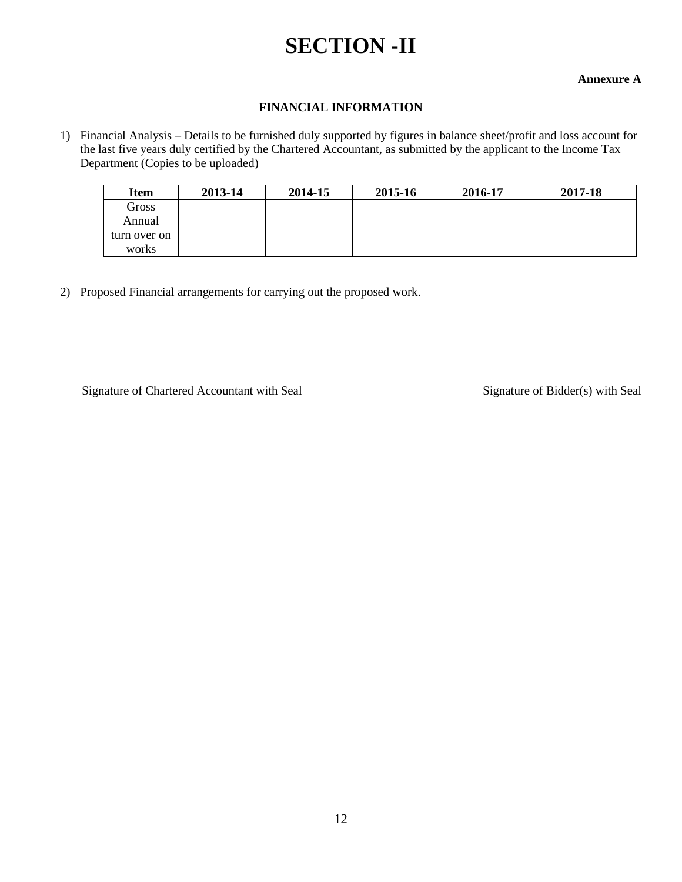# SECTION -II

**Annexure A**

**FINANCIAL INFORMATION**

1) Financial Analysis – Details to be furnished duly supported by figures in balance sheet/profit and loss account for the last five years duly certified by the Chartered Accountant, as submitted by the applicant to the Income Tax Department (Copies to be uploaded)

| Item | 2013-14 | 2014-15 | 2015-16 | 2016-17 | 2017-18 |
|---|---|---|---|---|---|
| Gross Annual turn over on works | | | | | |

2) Proposed Financial arrangements for carrying out the proposed work.

Signature of Chartered Accountant with Seal

Signature of Bidder(s) with Seal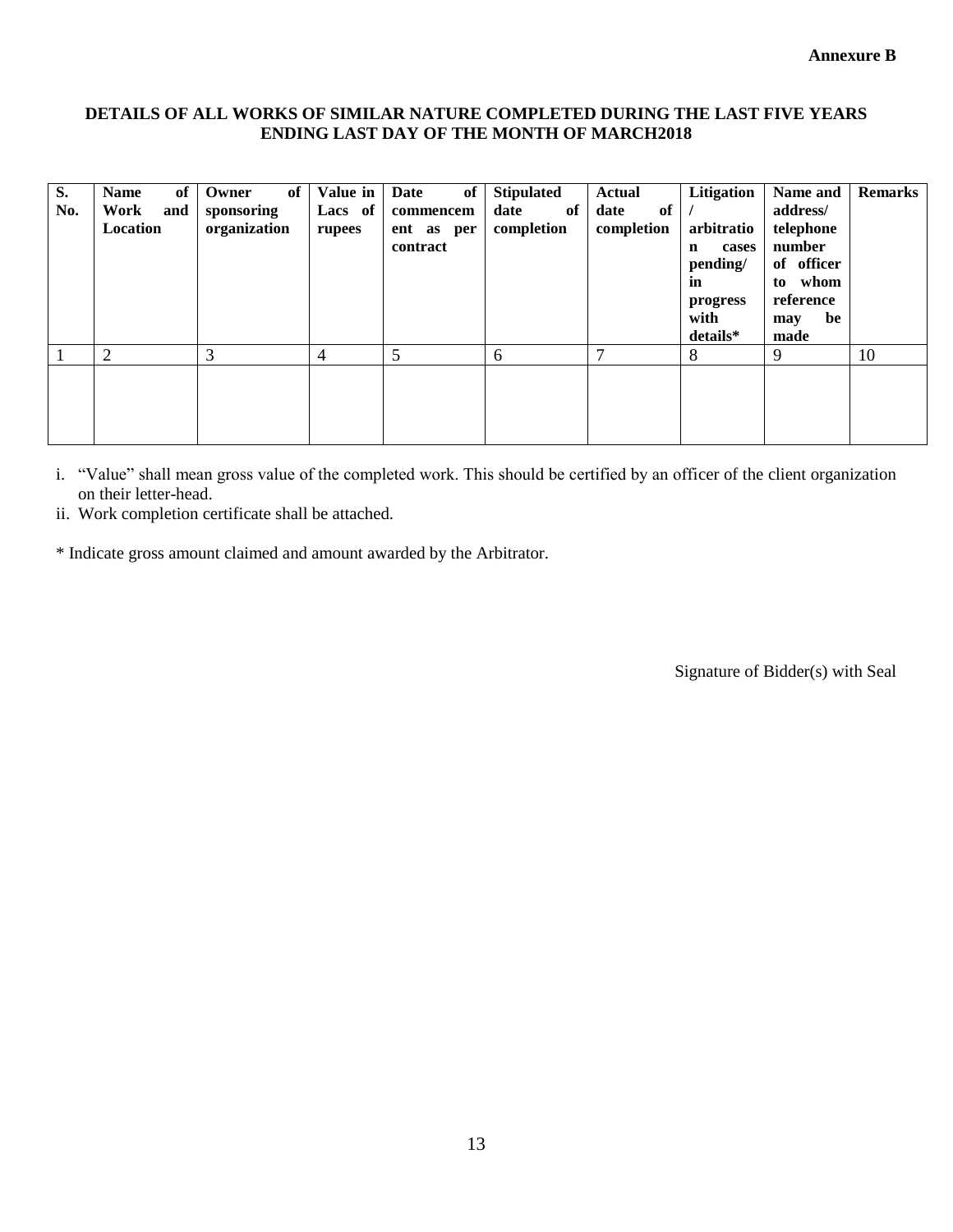**Annexure B**

**DETAILS OF ALL WORKS OF SIMILAR NATURE COMPLETED DURING THE LAST FIVE YEARS ENDING LAST DAY OF THE MONTH OF MARCH2018**

| S. No. | Name of Work and Location | Owner of sponsoring organization | Value in Lacs of rupees | Date of commencement as per contract | Stipulated date of completion | Actual date of completion | Litigation / arbitration cases pending/ in progress with details* | Name and address/ telephone number of officer to whom reference may be made | Remarks |
|---|---|---|---|---|---|---|---|---|---|
| 1 | 2 | 3 | 4 | 5 | 6 | 7 | 8 | 9 | 10 |
| | | | | | | | | | |

i. "Value" shall mean gross value of the completed work. This should be certified by an officer of the client organization on their letter-head.

ii. Work completion certificate shall be attached.

* Indicate gross amount claimed and amount awarded by the Arbitrator.

Signature of Bidder(s) with Seal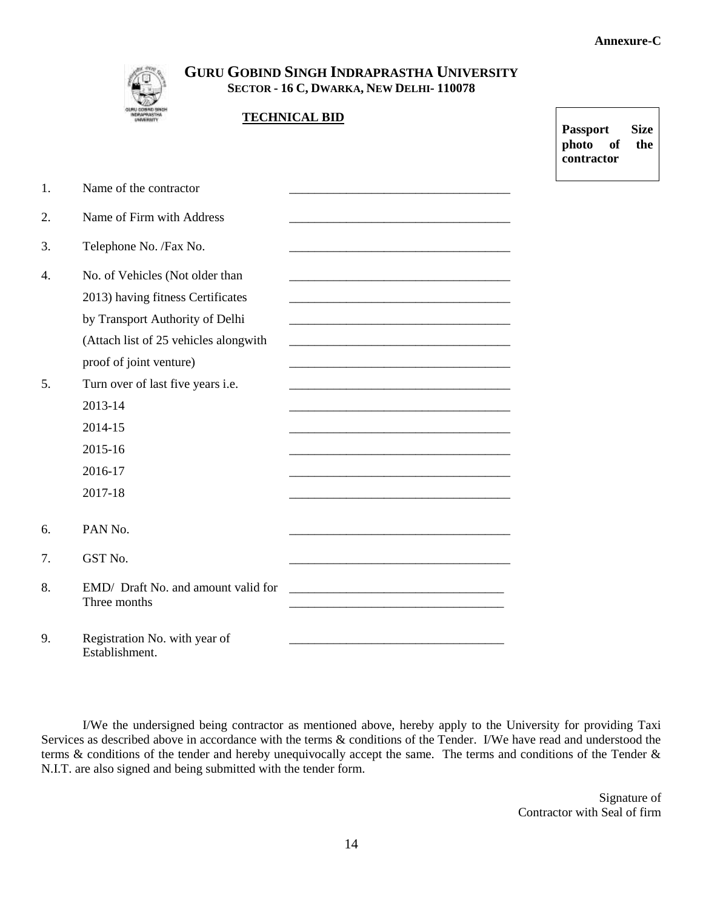**Annexure-C**

# GURU GOBIND SINGH INDRAPRASTHA UNIVERSITY

**SECTOR - 16 C, DWARKA, NEW DELHI- 110078**

**TECHNICAL BID**

| **Passport Size photo of the contractor** |
|---|

1. Name of the contractor ____________________________________
2. Name of Firm with Address ____________________________________
3. Telephone No. /Fax No. ____________________________________
4. No. of Vehicles (Not older than 2013) having fitness Certificates by Transport Authority of Delhi (Attach list of 25 vehicles alongwith proof of joint venture) ____________________________________
5. Turn over of last five years i.e.
   - 2013-14 ____________________________________
   - 2014-15 ____________________________________
   - 2015-16 ____________________________________
   - 2016-17 ____________________________________
   - 2017-18 ____________________________________
6. PAN No. ____________________________________
7. GST No. ____________________________________
8. EMD/ Draft No. and amount valid for Three months ____________________________________
9. Registration No. with year of Establishment. ____________________________________

I/We the undersigned being contractor as mentioned above, hereby apply to the University for providing Taxi Services as described above in accordance with the terms & conditions of the Tender. I/We have read and understood the terms & conditions of the tender and hereby unequivocally accept the same. The terms and conditions of the Tender & N.I.T. are also signed and being submitted with the tender form.

Signature of
Contractor with Seal of firm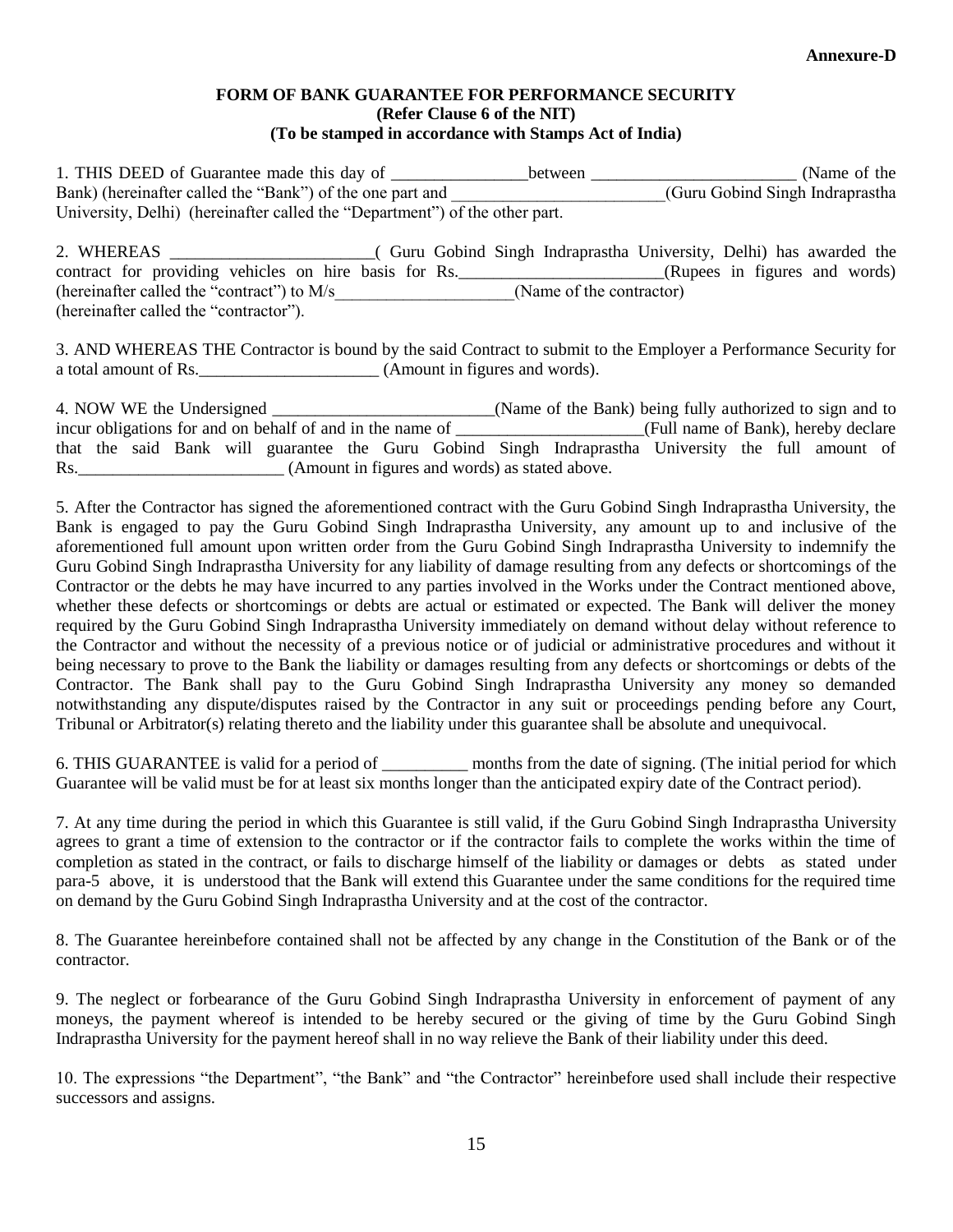**Annexure-D**

**FORM OF BANK GUARANTEE FOR PERFORMANCE SECURITY**
**(Refer Clause 6 of the NIT)**
**(To be stamped in accordance with Stamps Act of India)**

1. THIS DEED of Guarantee made this day of ________________between ________________________ (Name of the Bank) (hereinafter called the "Bank") of the one part and _________________________(Guru Gobind Singh Indraprastha University, Delhi) (hereinafter called the "Department") of the other part.

2. WHEREAS ________________________( Guru Gobind Singh Indraprastha University, Delhi) has awarded the contract for providing vehicles on hire basis for Rs.________________________(Rupees in figures and words) (hereinafter called the "contract") to M/s_____________________(Name of the contractor) (hereinafter called the "contractor").

3. AND WHEREAS THE Contractor is bound by the said Contract to submit to the Employer a Performance Security for a total amount of Rs._____________________ (Amount in figures and words).

4. NOW WE the Undersigned __________________________(Name of the Bank) being fully authorized to sign and to incur obligations for and on behalf of and in the name of ______________________(Full name of Bank), hereby declare that the said Bank will guarantee the Guru Gobind Singh Indraprastha University the full amount of Rs.________________________ (Amount in figures and words) as stated above.

5. After the Contractor has signed the aforementioned contract with the Guru Gobind Singh Indraprastha University, the Bank is engaged to pay the Guru Gobind Singh Indraprastha University, any amount up to and inclusive of the aforementioned full amount upon written order from the Guru Gobind Singh Indraprastha University to indemnify the Guru Gobind Singh Indraprastha University for any liability of damage resulting from any defects or shortcomings of the Contractor or the debts he may have incurred to any parties involved in the Works under the Contract mentioned above, whether these defects or shortcomings or debts are actual or estimated or expected. The Bank will deliver the money required by the Guru Gobind Singh Indraprastha University immediately on demand without delay without reference to the Contractor and without the necessity of a previous notice or of judicial or administrative procedures and without it being necessary to prove to the Bank the liability or damages resulting from any defects or shortcomings or debts of the Contractor. The Bank shall pay to the Guru Gobind Singh Indraprastha University any money so demanded notwithstanding any dispute/disputes raised by the Contractor in any suit or proceedings pending before any Court, Tribunal or Arbitrator(s) relating thereto and the liability under this guarantee shall be absolute and unequivocal.

6. THIS GUARANTEE is valid for a period of __________ months from the date of signing. (The initial period for which Guarantee will be valid must be for at least six months longer than the anticipated expiry date of the Contract period).

7. At any time during the period in which this Guarantee is still valid, if the Guru Gobind Singh Indraprastha University agrees to grant a time of extension to the contractor or if the contractor fails to complete the works within the time of completion as stated in the contract, or fails to discharge himself of the liability or damages or debts as stated under para-5 above, it is understood that the Bank will extend this Guarantee under the same conditions for the required time on demand by the Guru Gobind Singh Indraprastha University and at the cost of the contractor.

8. The Guarantee hereinbefore contained shall not be affected by any change in the Constitution of the Bank or of the contractor.

9. The neglect or forbearance of the Guru Gobind Singh Indraprastha University in enforcement of payment of any moneys, the payment whereof is intended to be hereby secured or the giving of time by the Guru Gobind Singh Indraprastha University for the payment hereof shall in no way relieve the Bank of their liability under this deed.

10. The expressions "the Department", "the Bank" and "the Contractor" hereinbefore used shall include their respective successors and assigns.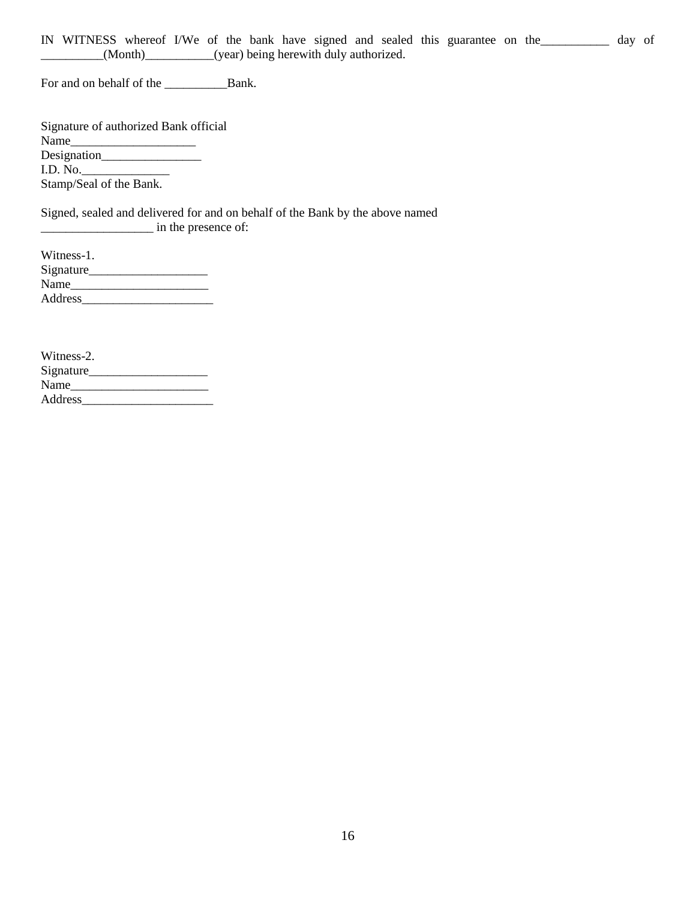IN WITNESS whereof I/We of the bank have signed and sealed this guarantee on the___________ day of __________(Month)___________(year) being herewith duly authorized.

For and on behalf of the __________Bank.

Signature of authorized Bank official  
Name____________________  
Designation________________  
I.D. No.______________  
Stamp/Seal of the Bank.

Signed, sealed and delivered for and on behalf of the Bank by the above named __________________ in the presence of:

Witness-1.  
Signature___________________  
Name______________________  
Address_____________________

Witness-2.  
Signature___________________  
Name______________________  
Address_____________________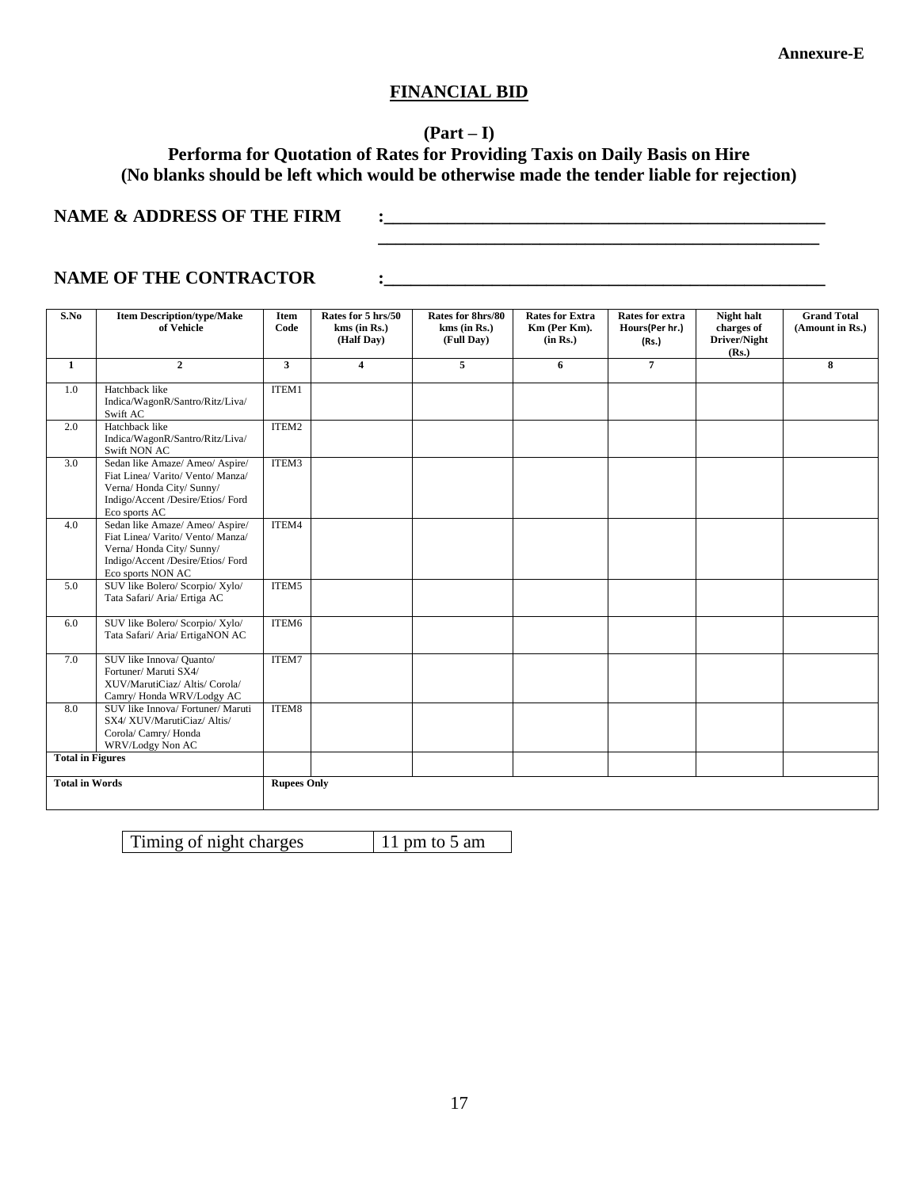**Annexure-E**

## FINANCIAL BID

### (Part – I)

### Performa for Quotation of Rates for Providing Taxis on Daily Basis on Hire
### (No blanks should be left which would be otherwise made the tender liable for rejection)

**NAME & ADDRESS OF THE FIRM :**_____________________________________________________

_____________________________________________________

**NAME OF THE CONTRACTOR :**_____________________________________________________

| S.No | Item Description/type/Make of Vehicle | Item Code | Rates for 5 hrs/50 kms (in Rs.) (Half Day) | Rates for 8hrs/80 kms (in Rs.) (Full Day) | Rates for Extra Km (Per Km). (in Rs.) | Rates for extra Hours(Per hr.) (Rs.) | Night halt charges of Driver/Night (Rs.) | Grand Total (Amount in Rs.) |
|---|---|---|---|---|---|---|---|---|
| 1 | 2 | 3 | 4 | 5 | 6 | 7 | | 8 |
| 1.0 | Hatchback like Indica/WagonR/Santro/Ritz/Liva/ Swift AC | ITEM1 | | | | | | |
| 2.0 | Hatchback like Indica/WagonR/Santro/Ritz/Liva/ Swift NON AC | ITEM2 | | | | | | |
| 3.0 | Sedan like Amaze/ Ameo/ Aspire/ Fiat Linea/ Varito/ Vento/ Manza/ Verna/ Honda City/ Sunny/ Indigo/Accent /Desire/Etios/ Ford Eco sports AC | ITEM3 | | | | | | |
| 4.0 | Sedan like Amaze/ Ameo/ Aspire/ Fiat Linea/ Varito/ Vento/ Manza/ Verna/ Honda City/ Sunny/ Indigo/Accent /Desire/Etios/ Ford Eco sports NON AC | ITEM4 | | | | | | |
| 5.0 | SUV like Bolero/ Scorpio/ Xylo/ Tata Safari/ Aria/ Ertiga AC | ITEM5 | | | | | | |
| 6.0 | SUV like Bolero/ Scorpio/ Xylo/ Tata Safari/ Aria/ ErtigaNON AC | ITEM6 | | | | | | |
| 7.0 | SUV like Innova/ Quanto/ Fortuner/ Maruti SX4/ XUV/MarutiCiaz/ Altis/ Corola/ Camry/ Honda WRV/Lodgy AC | ITEM7 | | | | | | |
| 8.0 | SUV like Innova/ Fortuner/ Maruti SX4/ XUV/MarutiCiaz/ Altis/ Corola/ Camry/ Honda WRV/Lodgy Non AC | ITEM8 | | | | | | |
| **Total in Figures** | | | | | | | | |
| **Total in Words** | | **Rupees Only** | | | | | | |

| Timing of night charges | 11 pm to 5 am |
|---|---|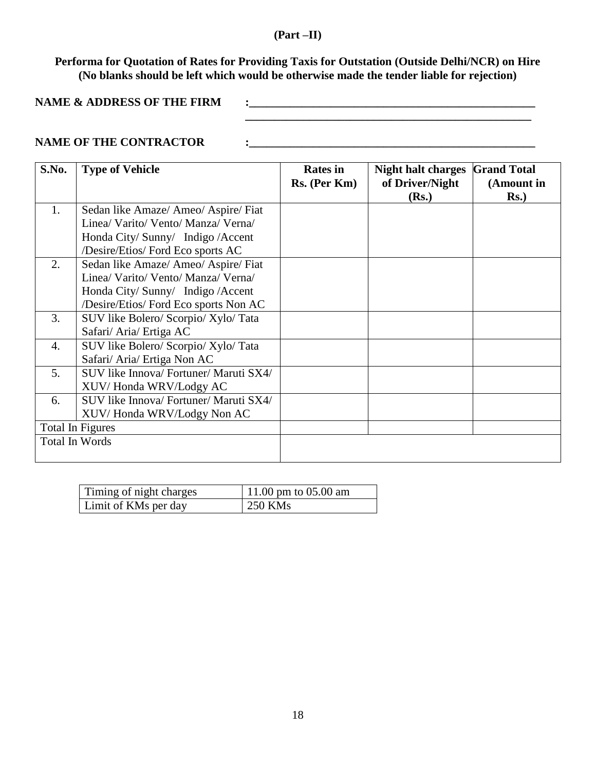**(Part –II)**

**Performa for Quotation of Rates for Providing Taxis for Outstation (Outside Delhi/NCR) on Hire**
**(No blanks should be left which would be otherwise made the tender liable for rejection)**

**NAME & ADDRESS OF THE FIRM** :____________________________________________________
____________________________________________________

**NAME OF THE CONTRACTOR** :____________________________________________________

| S.No. | Type of Vehicle | Rates in Rs. (Per Km) | Night halt charges of Driver/Night (Rs.) | Grand Total (Amount in Rs.) |
|---|---|---|---|---|
| 1. | Sedan like Amaze/ Ameo/ Aspire/ Fiat Linea/ Varito/ Vento/ Manza/ Verna/ Honda City/ Sunny/ Indigo /Accent /Desire/Etios/ Ford Eco sports AC | | | |
| 2. | Sedan like Amaze/ Ameo/ Aspire/ Fiat Linea/ Varito/ Vento/ Manza/ Verna/ Honda City/ Sunny/ Indigo /Accent /Desire/Etios/ Ford Eco sports Non AC | | | |
| 3. | SUV like Bolero/ Scorpio/ Xylo/ Tata Safari/ Aria/ Ertiga AC | | | |
| 4. | SUV like Bolero/ Scorpio/ Xylo/ Tata Safari/ Aria/ Ertiga Non AC | | | |
| 5. | SUV like Innova/ Fortuner/ Maruti SX4/ XUV/ Honda WRV/Lodgy AC | | | |
| 6. | SUV like Innova/ Fortuner/ Maruti SX4/ XUV/ Honda WRV/Lodgy Non AC | | | |
| Total In Figures | | | | |
| Total In Words | | | | |

| Timing of night charges | 11.00 pm to 05.00 am |
|---|---|
| Limit of KMs per day | 250 KMs |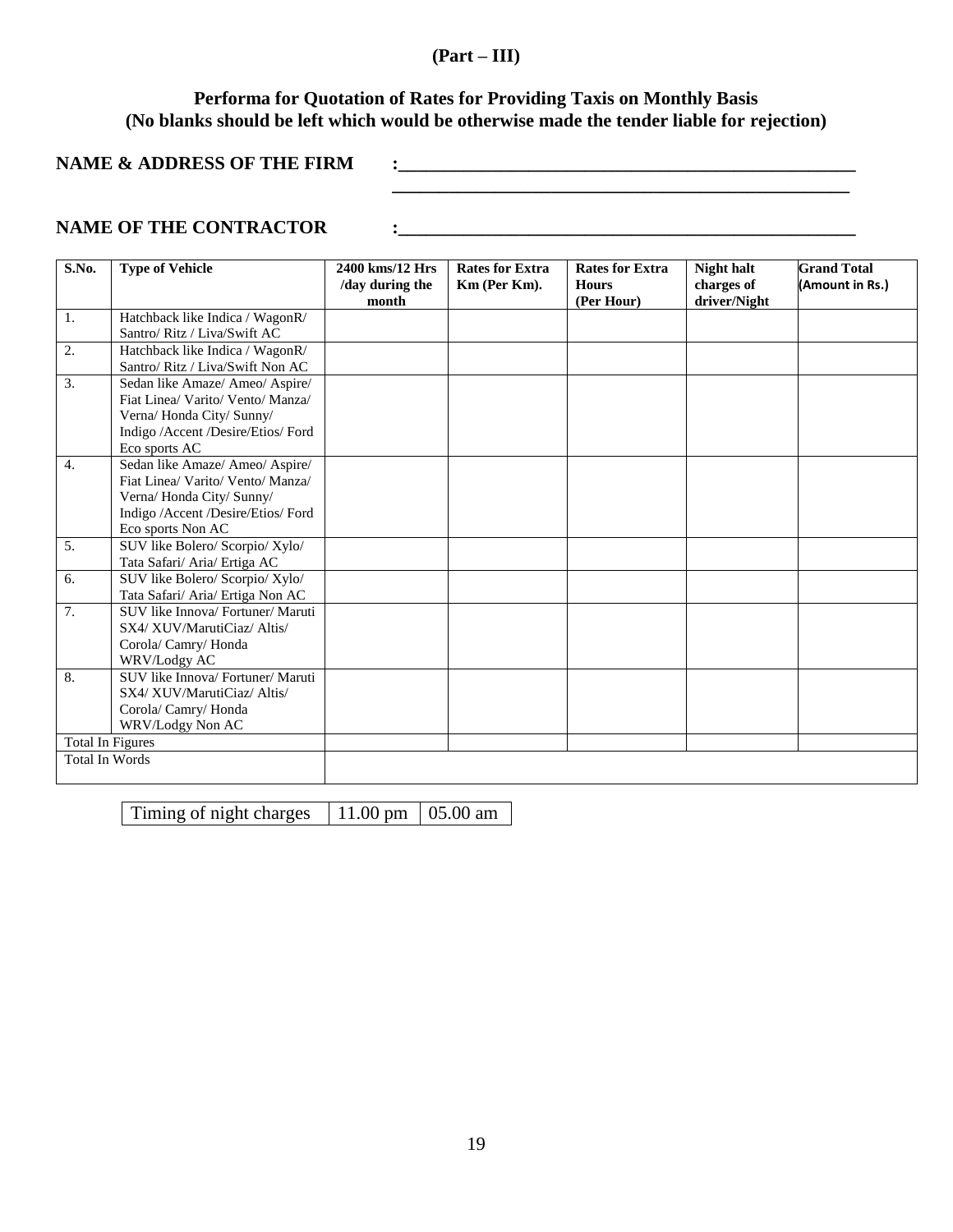**(Part – III)**

## Performa for Quotation of Rates for Providing Taxis on Monthly Basis
## (No blanks should be left which would be otherwise made the tender liable for rejection)

**NAME & ADDRESS OF THE FIRM** :_______________________________________________

_______________________________________________

**NAME OF THE CONTRACTOR** :_______________________________________________

| S.No. | Type of Vehicle | 2400 kms/12 Hrs /day during the month | Rates for Extra Km (Per Km). | Rates for Extra Hours (Per Hour) | Night halt charges of driver/Night | Grand Total (Amount in Rs.) |
|---|---|---|---|---|---|---|
| 1. | Hatchback like Indica / WagonR/ Santro/ Ritz / Liva/Swift AC | | | | | |
| 2. | Hatchback like Indica / WagonR/ Santro/ Ritz / Liva/Swift Non AC | | | | | |
| 3. | Sedan like Amaze/ Ameo/ Aspire/ Fiat Linea/ Varito/ Vento/ Manza/ Verna/ Honda City/ Sunny/ Indigo /Accent /Desire/Etios/ Ford Eco sports AC | | | | | |
| 4. | Sedan like Amaze/ Ameo/ Aspire/ Fiat Linea/ Varito/ Vento/ Manza/ Verna/ Honda City/ Sunny/ Indigo /Accent /Desire/Etios/ Ford Eco sports Non AC | | | | | |
| 5. | SUV like Bolero/ Scorpio/ Xylo/ Tata Safari/ Aria/ Ertiga AC | | | | | |
| 6. | SUV like Bolero/ Scorpio/ Xylo/ Tata Safari/ Aria/ Ertiga Non AC | | | | | |
| 7. | SUV like Innova/ Fortuner/ Maruti SX4/ XUV/MarutiCiaz/ Altis/ Corola/ Camry/ Honda WRV/Lodgy AC | | | | | |
| 8. | SUV like Innova/ Fortuner/ Maruti SX4/ XUV/MarutiCiaz/ Altis/ Corola/ Camry/ Honda WRV/Lodgy Non AC | | | | | |
| Total In Figures | | | | | | |
| Total In Words | | | | | | |

| Timing of night charges | 11.00 pm | 05.00 am |
|---|---|---|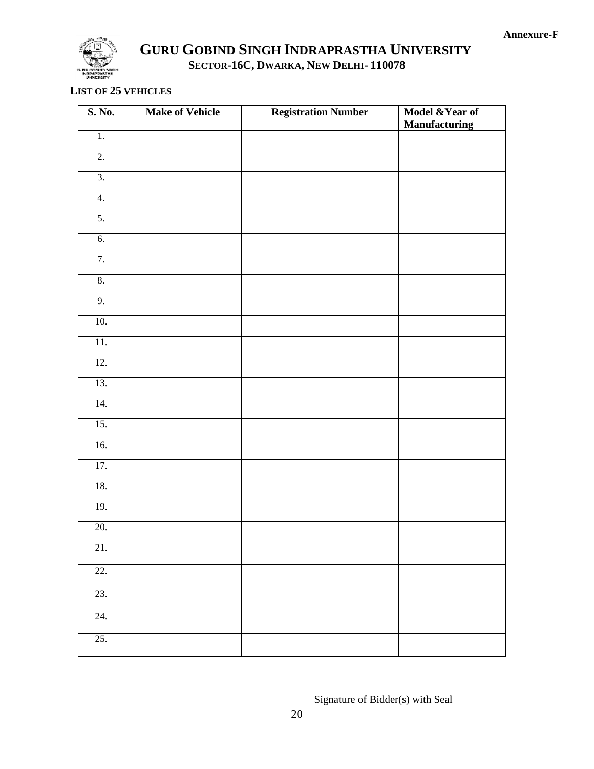Annexure-F

# GURU GOBIND SINGH INDRAPRASTHA UNIVERSITY

**SECTOR-16C, DWARKA, NEW DELHI- 110078**

**LIST OF 25 VEHICLES**

| S. No. | Make of Vehicle | Registration Number | Model &Year of Manufacturing |
|---|---|---|---|
| 1. | | | |
| 2. | | | |
| 3. | | | |
| 4. | | | |
| 5. | | | |
| 6. | | | |
| 7. | | | |
| 8. | | | |
| 9. | | | |
| 10. | | | |
| 11. | | | |
| 12. | | | |
| 13. | | | |
| 14. | | | |
| 15. | | | |
| 16. | | | |
| 17. | | | |
| 18. | | | |
| 19. | | | |
| 20. | | | |
| 21. | | | |
| 22. | | | |
| 23. | | | |
| 24. | | | |
| 25. | | | |

Signature of Bidder(s) with Seal